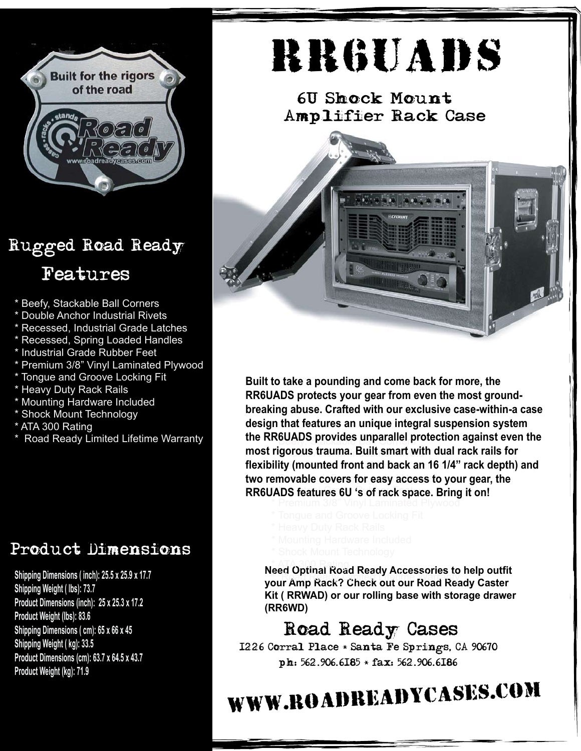Built for the rigors of the road

Road Ready

cases • racks • stands

www.roadreadycases.com

## Rugged Road Ready Features

* Beefy, Stackable Ball Corners
* Double Anchor Industrial Rivets
* Recessed, Industrial Grade Latches
* Recessed, Spring Loaded Handles
* Industrial Grade Rubber Feet
* Premium 3/8" Vinyl Laminated Plywood
* Tongue and Groove Locking Fit
* Heavy Duty Rack Rails
* Mounting Hardware Included
* Shock Mount Technology
* ATA 300 Rating
* Road Ready Limited Lifetime Warranty

## Product Dimensions

**Shipping Dimensions ( inch): 25.5 x 25.9 x 17.7**
**Shipping Weight ( lbs): 73.7**
**Product Dimensions (inch): 25 x 25.3 x 17.2**
**Product Weight (lbs): 83.6**
**Shipping Dimensions ( cm): 65 x 66 x 45**
**Shipping Weight ( kg): 33.5**
**Product Dimensions (cm): 63.7 x 64.5 x 43.7**
**Product Weight (kg): 71.9**

# RR6UADS

## 6U Shock Mount Amplifier Rack Case

**Built to take a pounding and come back for more, the RR6UADS protects your gear from even the most ground-breaking abuse. Crafted with our exclusive case-within-a case design that features an unique integral suspension system the RR6UADS provides unparallel protection against even the most rigorous trauma. Built smart with dual rack rails for flexibility (mounted front and back an 16 1/4" rack depth) and two removable covers for easy access to your gear, the RR6UADS features 6U 's of rack space. Bring it on!**

**Need Optinal Road Ready Accessories to help outfit your Amp Rack? Check out our Road Ready Caster Kit ( RRWAD) or our rolling base with storage drawer (RR6WD)**

## Road Ready Cases

1226 Corral Place * Santa Fe Springs, CA 90670
ph: 562.906.6185 * fax: 562.906.6186

# WWW.ROADREADYCASES.COM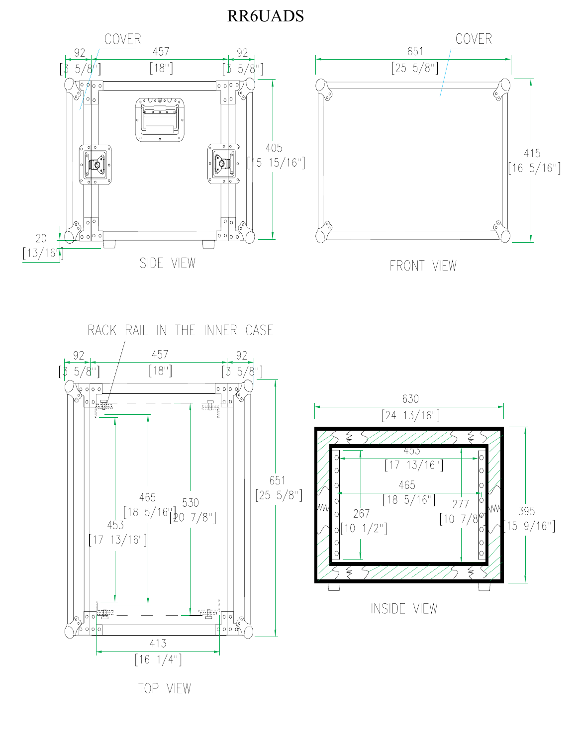# RR6UADS

COVER

92
[3 5/8"]
457
[18"]
92
[3 5/8"]
405
[15 15/16"]
20
[13/16"]

SIDE VIEW

COVER

651
[25 5/8"]
415
[16 5/16"]

FRONT VIEW

RACK RAIL IN THE INNER CASE

92
[3 5/8"]
457
[18"]
92
[3 5/8"]
465
[18 5/16"]
530
[20 7/8"]
453
[17 13/16"]
651
[25 5/8"]
413
[16 1/4"]

TOP VIEW

630
[24 13/16"]
453
[17 13/16"]
465
[18 5/16"]
277
[10 7/8"]
267
[10 1/2"]
395
[15 9/16"]

INSIDE VIEW